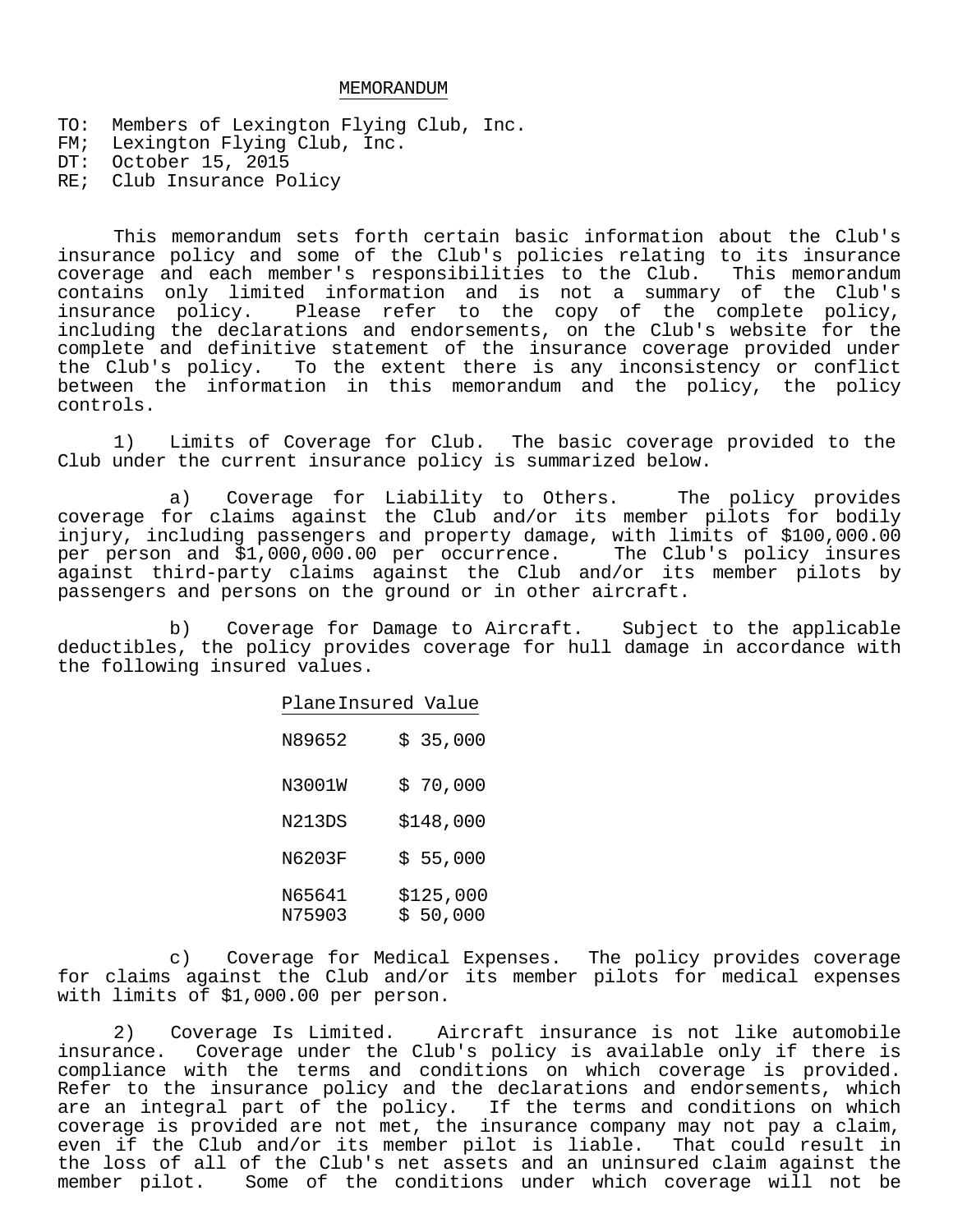# MEMORANDUM

TO: Members of Lexington Flying Club, Inc.
FM; Lexington Flying Club, Inc.
DT: October 15, 2015
RE; Club Insurance Policy

This memorandum sets forth certain basic information about the Club's insurance policy and some of the Club's policies relating to its insurance coverage and each member's responsibilities to the Club. This memorandum contains only limited information and is not a summary of the Club's insurance policy. Please refer to the copy of the complete policy, including the declarations and endorsements, on the Club's website for the complete and definitive statement of the insurance coverage provided under the Club's policy. To the extent there is any inconsistency or conflict between the information in this memorandum and the policy, the policy controls.

1) Limits of Coverage for Club. The basic coverage provided to the Club under the current insurance policy is summarized below.

a) Coverage for Liability to Others. The policy provides coverage for claims against the Club and/or its member pilots for bodily injury, including passengers and property damage, with limits of $100,000.00 per person and $1,000,000.00 per occurrence. The Club's policy insures against third-party claims against the Club and/or its member pilots by passengers and persons on the ground or in other aircraft.

b) Coverage for Damage to Aircraft. Subject to the applicable deductibles, the policy provides coverage for hull damage in accordance with the following insured values.

| Plane | Insured Value |
|---|---|
| N89652 | $ 35,000 |
| N3001W | $ 70,000 |
| N213DS | $148,000 |
| N6203F | $ 55,000 |
| N65641 | $125,000 |
| N75903 | $ 50,000 |

c) Coverage for Medical Expenses. The policy provides coverage for claims against the Club and/or its member pilots for medical expenses with limits of $1,000.00 per person.

2) Coverage Is Limited. Aircraft insurance is not like automobile insurance. Coverage under the Club's policy is available only if there is compliance with the terms and conditions on which coverage is provided. Refer to the insurance policy and the declarations and endorsements, which are an integral part of the policy. If the terms and conditions on which coverage is provided are not met, the insurance company may not pay a claim, even if the Club and/or its member pilot is liable. That could result in the loss of all of the Club's net assets and an uninsured claim against the member pilot. Some of the conditions under which coverage will not be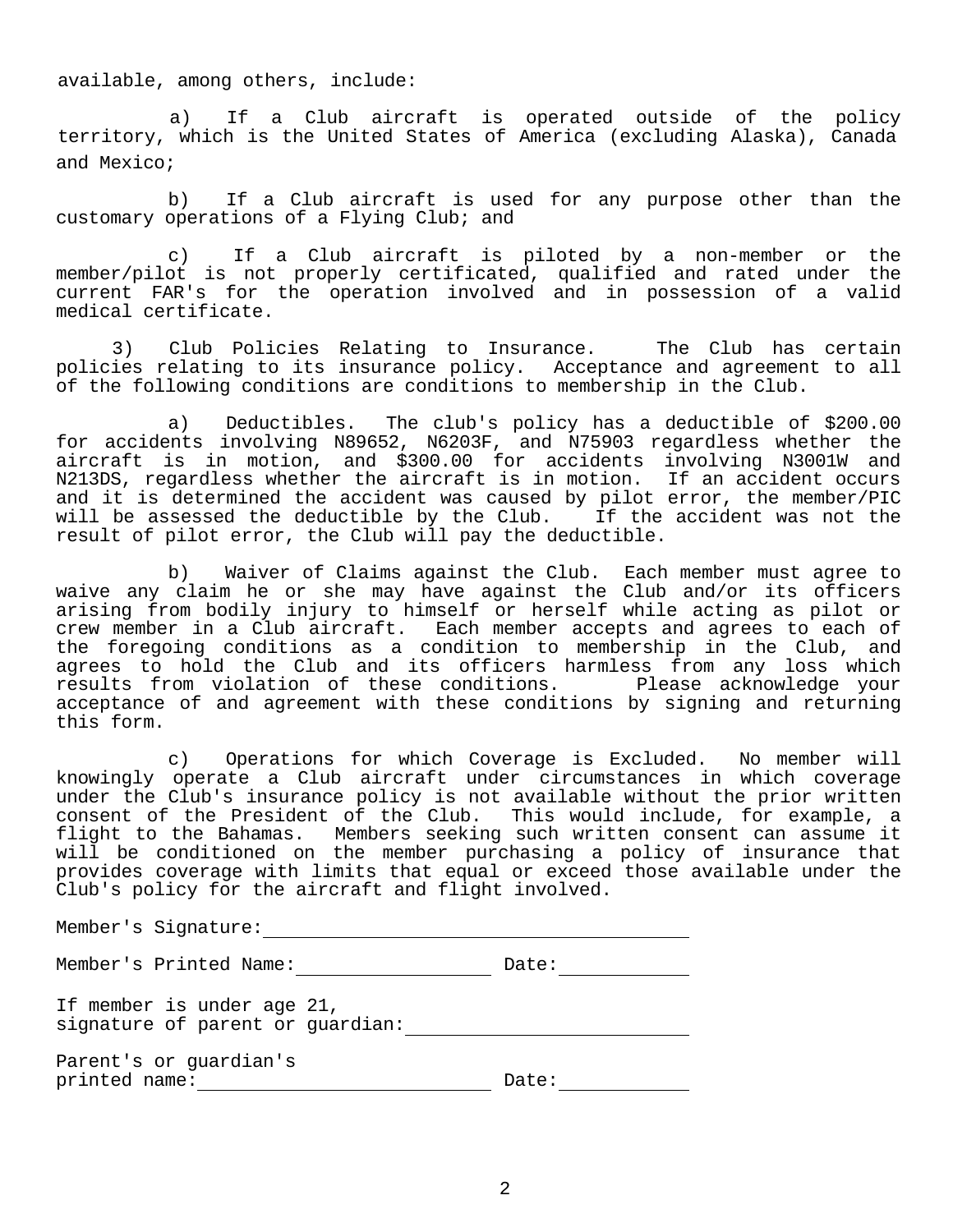available, among others, include:

a) If a Club aircraft is operated outside of the policy territory, which is the United States of America (excluding Alaska), Canada and Mexico;

b) If a Club aircraft is used for any purpose other than the customary operations of a Flying Club; and

c) If a Club aircraft is piloted by a non-member or the member/pilot is not properly certificated, qualified and rated under the current FAR's for the operation involved and in possession of a valid medical certificate.

3) Club Policies Relating to Insurance. The Club has certain policies relating to its insurance policy. Acceptance and agreement to all of the following conditions are conditions to membership in the Club.

a) Deductibles. The club's policy has a deductible of $200.00 for accidents involving N89652, N6203F, and N75903 regardless whether the aircraft is in motion, and $300.00 for accidents involving N3001W and N213DS, regardless whether the aircraft is in motion. If an accident occurs and it is determined the accident was caused by pilot error, the member/PIC will be assessed the deductible by the Club. If the accident was not the result of pilot error, the Club will pay the deductible.

b) Waiver of Claims against the Club. Each member must agree to waive any claim he or she may have against the Club and/or its officers arising from bodily injury to himself or herself while acting as pilot or crew member in a Club aircraft. Each member accepts and agrees to each of the foregoing conditions as a condition to membership in the Club, and agrees to hold the Club and its officers harmless from any loss which results from violation of these conditions. Please acknowledge your acceptance of and agreement with these conditions by signing and returning this form.

c) Operations for which Coverage is Excluded. No member will knowingly operate a Club aircraft under circumstances in which coverage under the Club's insurance policy is not available without the prior written consent of the President of the Club. This would include, for example, a flight to the Bahamas. Members seeking such written consent can assume it will be conditioned on the member purchasing a policy of insurance that provides coverage with limits that equal or exceed those available under the Club's policy for the aircraft and flight involved.

Member's Signature: ______________________________

Member's Printed Name: ______________ Date: __________

If member is under age 21,
signature of parent or guardian: ____________________

Parent's or guardian's
printed name: ____________________ Date: __________